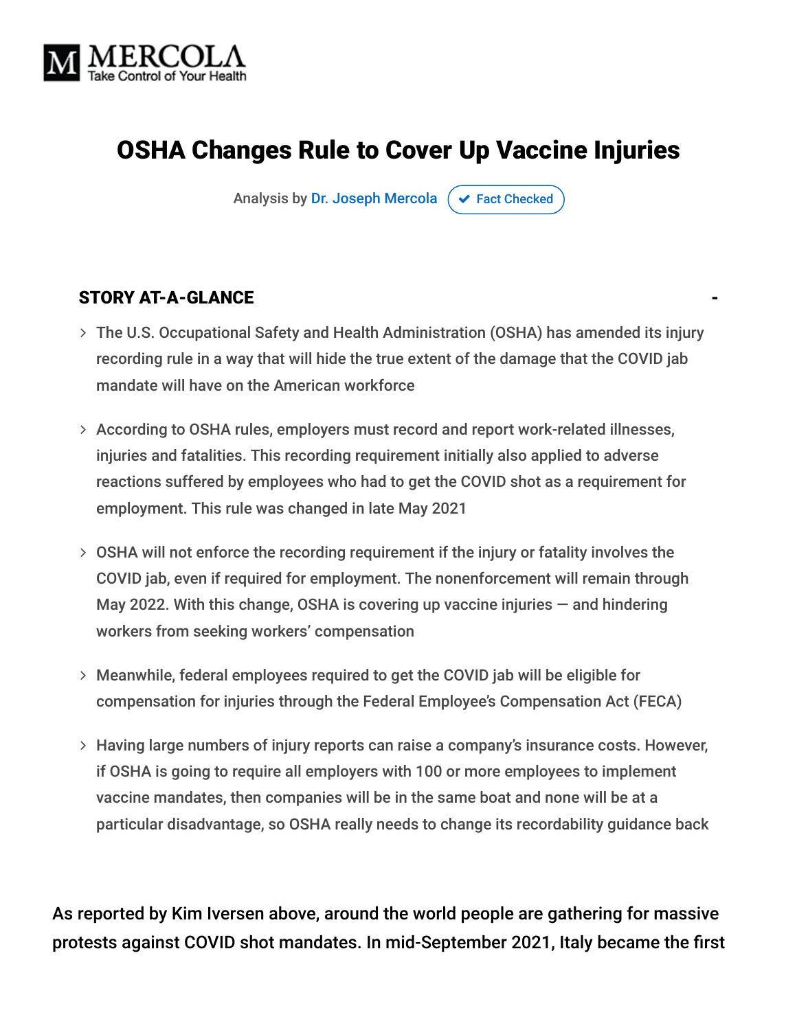# OSHA Changes Rule to Cover Up Vaccine Injuries

Analysis by Dr. Joseph Mercola ✔ Fact Checked

## STORY AT-A-GLANCE

- The U.S. Occupational Safety and Health Administration (OSHA) has amended its injury recording rule in a way that will hide the true extent of the damage that the COVID jab mandate will have on the American workforce
- According to OSHA rules, employers must record and report work-related illnesses, injuries and fatalities. This recording requirement initially also applied to adverse reactions suffered by employees who had to get the COVID shot as a requirement for employment. This rule was changed in late May 2021
- OSHA will not enforce the recording requirement if the injury or fatality involves the COVID jab, even if required for employment. The nonenforcement will remain through May 2022. With this change, OSHA is covering up vaccine injuries — and hindering workers from seeking workers' compensation
- Meanwhile, federal employees required to get the COVID jab will be eligible for compensation for injuries through the Federal Employee's Compensation Act (FECA)
- Having large numbers of injury reports can raise a company's insurance costs. However, if OSHA is going to require all employers with 100 or more employees to implement vaccine mandates, then companies will be in the same boat and none will be at a particular disadvantage, so OSHA really needs to change its recordability guidance back

As reported by Kim Iversen above, around the world people are gathering for massive protests against COVID shot mandates. In mid-September 2021, Italy became the first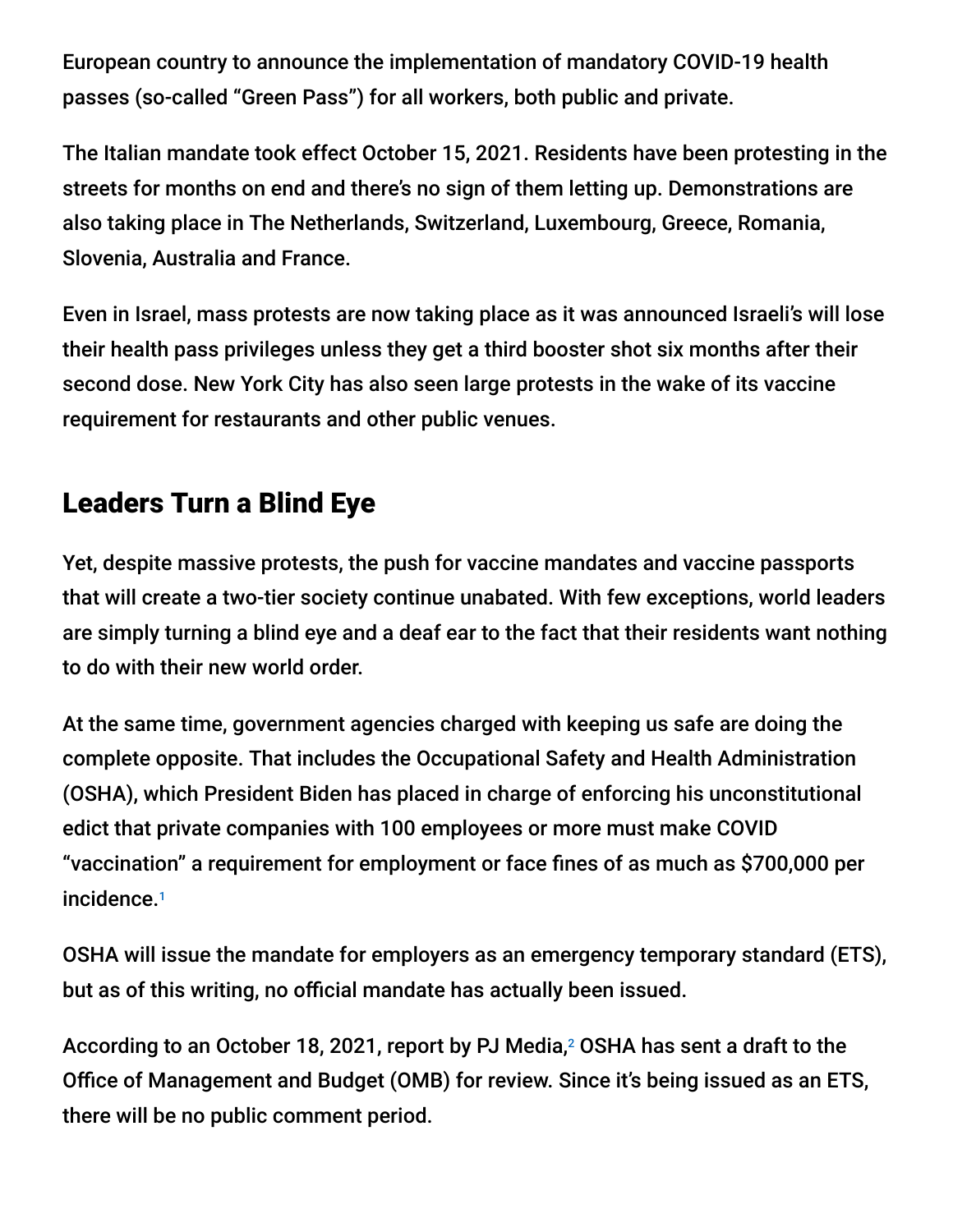European country to announce the implementation of mandatory COVID-19 health passes (so-called "Green Pass") for all workers, both public and private.

The Italian mandate took effect October 15, 2021. Residents have been protesting in the streets for months on end and there's no sign of them letting up. Demonstrations are also taking place in The Netherlands, Switzerland, Luxembourg, Greece, Romania, Slovenia, Australia and France.

Even in Israel, mass protests are now taking place as it was announced Israeli's will lose their health pass privileges unless they get a third booster shot six months after their second dose. New York City has also seen large protests in the wake of its vaccine requirement for restaurants and other public venues.

## Leaders Turn a Blind Eye

Yet, despite massive protests, the push for vaccine mandates and vaccine passports that will create a two-tier society continue unabated. With few exceptions, world leaders are simply turning a blind eye and a deaf ear to the fact that their residents want nothing to do with their new world order.

At the same time, government agencies charged with keeping us safe are doing the complete opposite. That includes the Occupational Safety and Health Administration (OSHA), which President Biden has placed in charge of enforcing his unconstitutional edict that private companies with 100 employees or more must make COVID "vaccination" a requirement for employment or face fines of as much as $700,000 per incidence.[1]

OSHA will issue the mandate for employers as an emergency temporary standard (ETS), but as of this writing, no official mandate has actually been issued.

According to an October 18, 2021, report by PJ Media,[2] OSHA has sent a draft to the Office of Management and Budget (OMB) for review. Since it's being issued as an ETS, there will be no public comment period.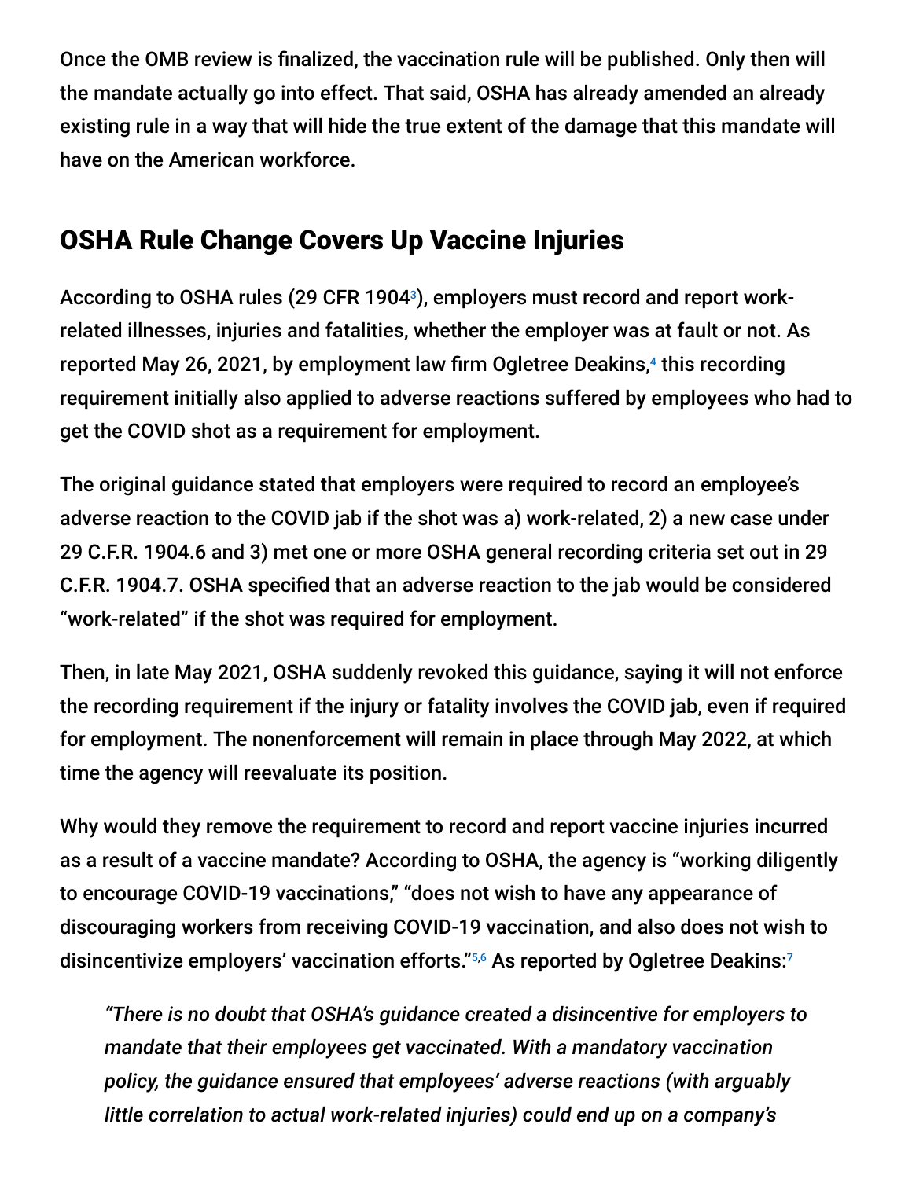Once the OMB review is finalized, the vaccination rule will be published. Only then will the mandate actually go into effect. That said, OSHA has already amended an already existing rule in a way that will hide the true extent of the damage that this mandate will have on the American workforce.

## OSHA Rule Change Covers Up Vaccine Injuries

According to OSHA rules (29 CFR 1904[3]), employers must record and report work-related illnesses, injuries and fatalities, whether the employer was at fault or not. As reported May 26, 2021, by employment law firm Ogletree Deakins,[4] this recording requirement initially also applied to adverse reactions suffered by employees who had to get the COVID shot as a requirement for employment.

The original guidance stated that employers were required to record an employee's adverse reaction to the COVID jab if the shot was a) work-related, 2) a new case under 29 C.F.R. 1904.6 and 3) met one or more OSHA general recording criteria set out in 29 C.F.R. 1904.7. OSHA specified that an adverse reaction to the jab would be considered "work-related" if the shot was required for employment.

Then, in late May 2021, OSHA suddenly revoked this guidance, saying it will not enforce the recording requirement if the injury or fatality involves the COVID jab, even if required for employment. The nonenforcement will remain in place through May 2022, at which time the agency will reevaluate its position.

Why would they remove the requirement to record and report vaccine injuries incurred as a result of a vaccine mandate? According to OSHA, the agency is "working diligently to encourage COVID-19 vaccinations," "does not wish to have any appearance of discouraging workers from receiving COVID-19 vaccination, and also does not wish to disincentivize employers' vaccination efforts."[5,6] As reported by Ogletree Deakins:[7]

> *"There is no doubt that OSHA's guidance created a disincentive for employers to mandate that their employees get vaccinated. With a mandatory vaccination policy, the guidance ensured that employees' adverse reactions (with arguably little correlation to actual work-related injuries) could end up on a company's*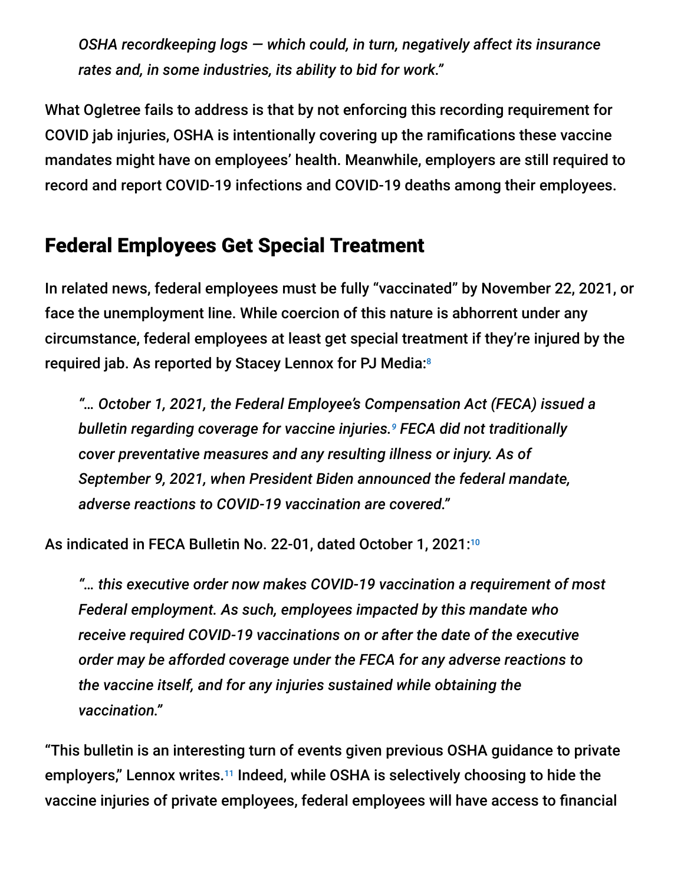*OSHA recordkeeping logs — which could, in turn, negatively affect its insurance rates and, in some industries, its ability to bid for work."*

What Ogletree fails to address is that by not enforcing this recording requirement for COVID jab injuries, OSHA is intentionally covering up the ramifications these vaccine mandates might have on employees' health. Meanwhile, employers are still required to record and report COVID-19 infections and COVID-19 deaths among their employees.

## Federal Employees Get Special Treatment

In related news, federal employees must be fully "vaccinated" by November 22, 2021, or face the unemployment line. While coercion of this nature is abhorrent under any circumstance, federal employees at least get special treatment if they're injured by the required jab. As reported by Stacey Lennox for PJ Media:[8]

> *"… October 1, 2021, the Federal Employee's Compensation Act (FECA) issued a bulletin regarding coverage for vaccine injuries.[9] FECA did not traditionally cover preventative measures and any resulting illness or injury. As of September 9, 2021, when President Biden announced the federal mandate, adverse reactions to COVID-19 vaccination are covered."*

As indicated in FECA Bulletin No. 22-01, dated October 1, 2021:[10]

> *"… this executive order now makes COVID-19 vaccination a requirement of most Federal employment. As such, employees impacted by this mandate who receive required COVID-19 vaccinations on or after the date of the executive order may be afforded coverage under the FECA for any adverse reactions to the vaccine itself, and for any injuries sustained while obtaining the vaccination."*

"This bulletin is an interesting turn of events given previous OSHA guidance to private employers," Lennox writes.[11] Indeed, while OSHA is selectively choosing to hide the vaccine injuries of private employees, federal employees will have access to financial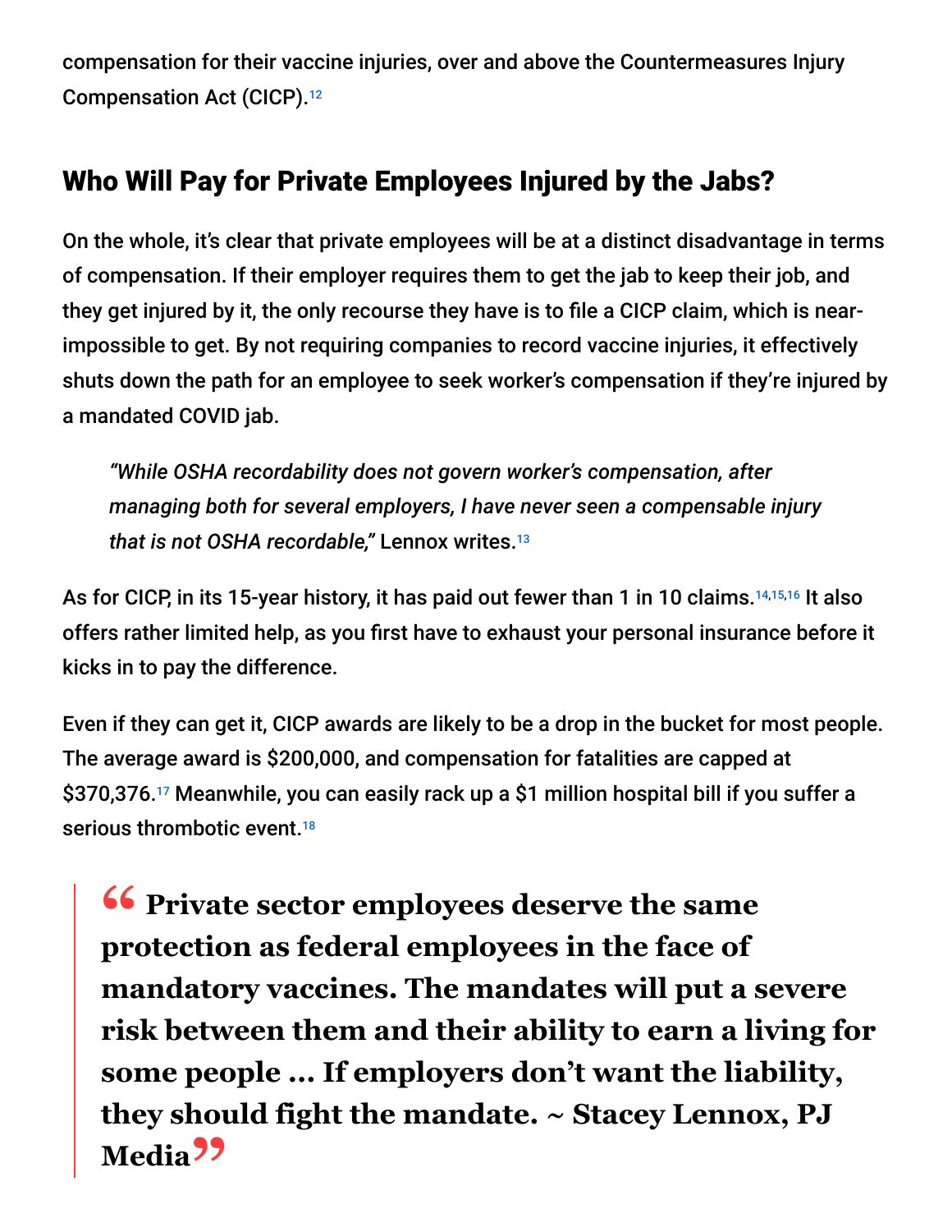compensation for their vaccine injuries, over and above the Countermeasures Injury Compensation Act (CICP).[12]

## Who Will Pay for Private Employees Injured by the Jabs?

On the whole, it's clear that private employees will be at a distinct disadvantage in terms of compensation. If their employer requires them to get the jab to keep their job, and they get injured by it, the only recourse they have is to file a CICP claim, which is near-impossible to get. By not requiring companies to record vaccine injuries, it effectively shuts down the path for an employee to seek worker's compensation if they're injured by a mandated COVID jab.

> *"While OSHA recordability does not govern worker's compensation, after managing both for several employers, I have never seen a compensable injury that is not OSHA recordable,"* Lennox writes.[13]

As for CICP, in its 15-year history, it has paid out fewer than 1 in 10 claims.[14,15,16] It also offers rather limited help, as you first have to exhaust your personal insurance before it kicks in to pay the difference.

Even if they can get it, CICP awards are likely to be a drop in the bucket for most people. The average award is $200,000, and compensation for fatalities are capped at $370,376.[17] Meanwhile, you can easily rack up a $1 million hospital bill if you suffer a serious thrombotic event.[18]

> **"Private sector employees deserve the same protection as federal employees in the face of mandatory vaccines. The mandates will put a severe risk between them and their ability to earn a living for some people … If employers don't want the liability, they should fight the mandate. ~ Stacey Lennox, PJ Media"**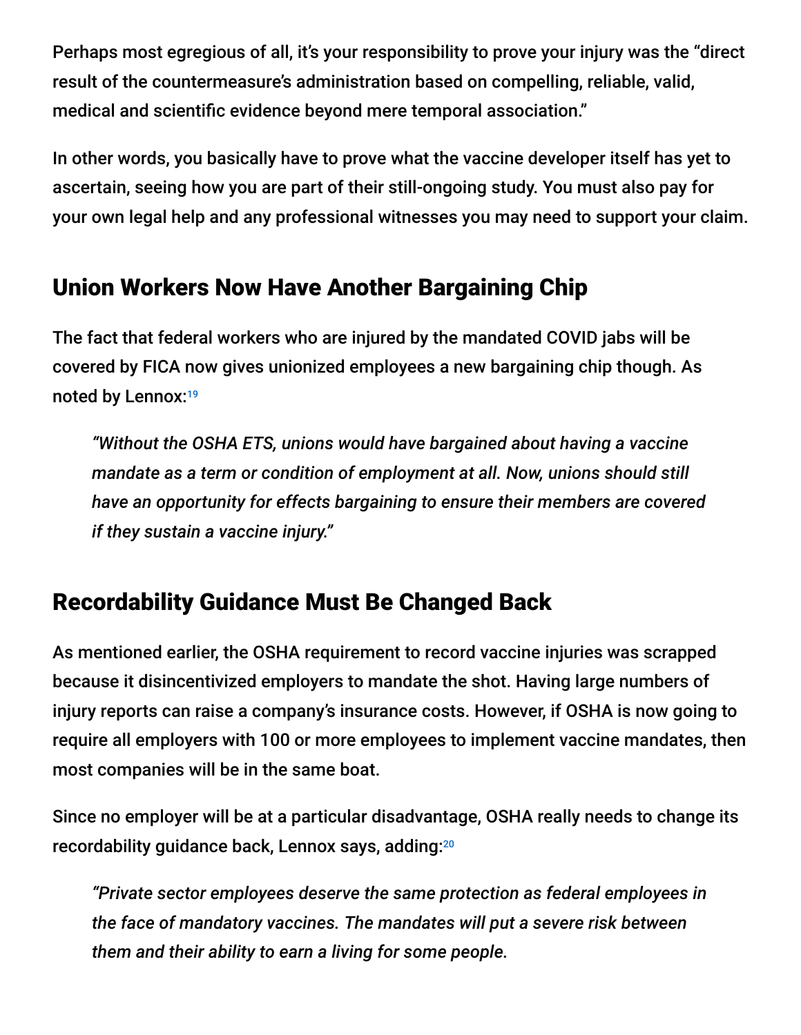Perhaps most egregious of all, it's your responsibility to prove your injury was the "direct result of the countermeasure's administration based on compelling, reliable, valid, medical and scientific evidence beyond mere temporal association."

In other words, you basically have to prove what the vaccine developer itself has yet to ascertain, seeing how you are part of their still-ongoing study. You must also pay for your own legal help and any professional witnesses you may need to support your claim.

## Union Workers Now Have Another Bargaining Chip

The fact that federal workers who are injured by the mandated COVID jabs will be covered by FICA now gives unionized employees a new bargaining chip though. As noted by Lennox:[19]

> *"Without the OSHA ETS, unions would have bargained about having a vaccine mandate as a term or condition of employment at all. Now, unions should still have an opportunity for effects bargaining to ensure their members are covered if they sustain a vaccine injury."*

## Recordability Guidance Must Be Changed Back

As mentioned earlier, the OSHA requirement to record vaccine injuries was scrapped because it disincentivized employers to mandate the shot. Having large numbers of injury reports can raise a company's insurance costs. However, if OSHA is now going to require all employers with 100 or more employees to implement vaccine mandates, then most companies will be in the same boat.

Since no employer will be at a particular disadvantage, OSHA really needs to change its recordability guidance back, Lennox says, adding:[20]

> *"Private sector employees deserve the same protection as federal employees in the face of mandatory vaccines. The mandates will put a severe risk between them and their ability to earn a living for some people.*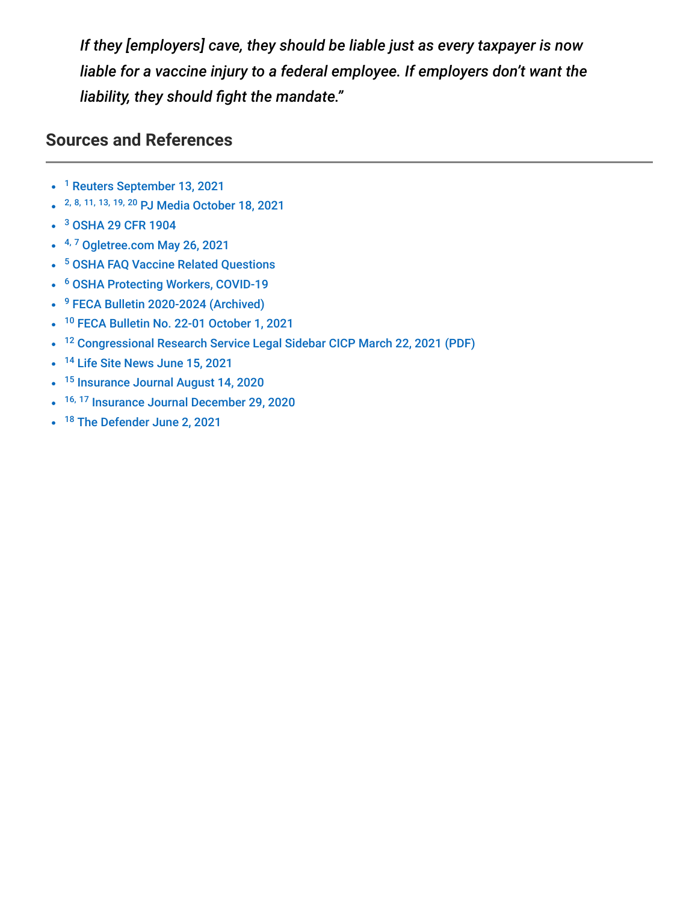*If they [employers] cave, they should be liable just as every taxpayer is now liable for a vaccine injury to a federal employee. If employers don't want the liability, they should fight the mandate."*

## Sources and References

- [1] Reuters September 13, 2021
- [2, 8, 11, 13, 19, 20] PJ Media October 18, 2021
- [3] OSHA 29 CFR 1904
- [4, 7] Ogletree.com May 26, 2021
- [5] OSHA FAQ Vaccine Related Questions
- [6] OSHA Protecting Workers, COVID-19
- [9] FECA Bulletin 2020-2024 (Archived)
- [10] FECA Bulletin No. 22-01 October 1, 2021
- [12] Congressional Research Service Legal Sidebar CICP March 22, 2021 (PDF)
- [14] Life Site News June 15, 2021
- [15] Insurance Journal August 14, 2020
- [16, 17] Insurance Journal December 29, 2020
- [18] The Defender June 2, 2021